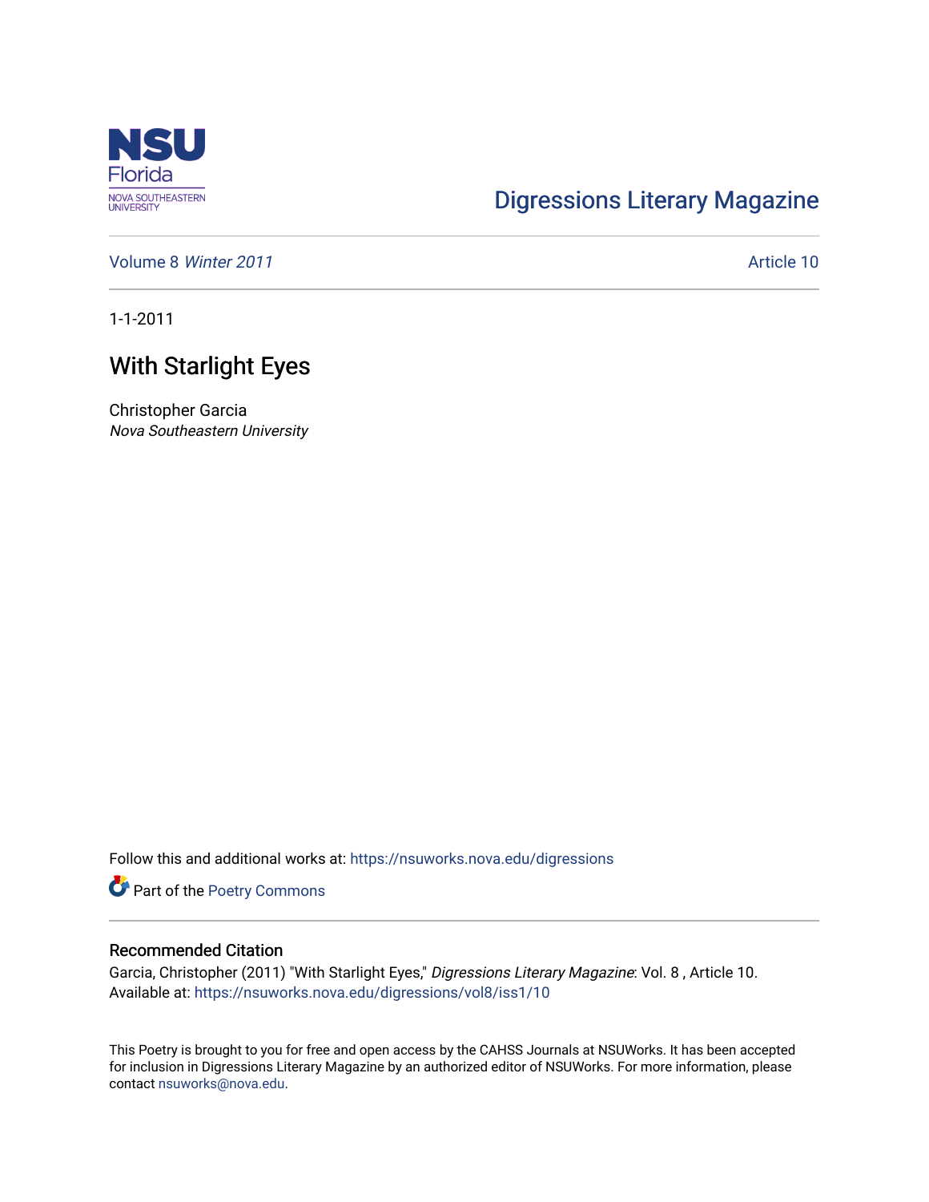Digressions Literary Magazine

Volume 8 *Winter 2011*

Article 10

1-1-2011

# With Starlight Eyes

Christopher Garcia
*Nova Southeastern University*

Follow this and additional works at: https://nsuworks.nova.edu/digressions

Part of the Poetry Commons

## Recommended Citation

Garcia, Christopher (2011) "With Starlight Eyes," *Digressions Literary Magazine*: Vol. 8 , Article 10.
Available at: https://nsuworks.nova.edu/digressions/vol8/iss1/10

This Poetry is brought to you for free and open access by the CAHSS Journals at NSUWorks. It has been accepted for inclusion in Digressions Literary Magazine by an authorized editor of NSUWorks. For more information, please contact nsuworks@nova.edu.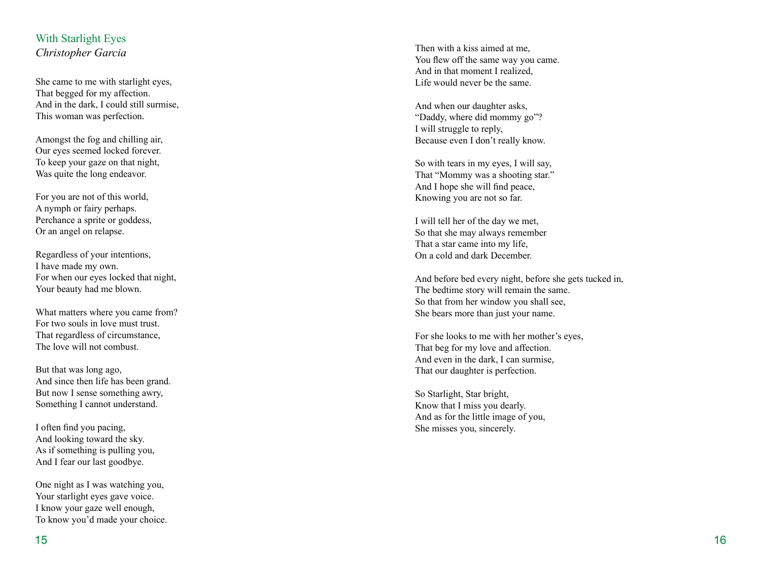## With Starlight Eyes

*Christopher Garcia*

She came to me with starlight eyes,
That begged for my affection.
And in the dark, I could still surmise,
This woman was perfection.

Amongst the fog and chilling air,
Our eyes seemed locked forever.
To keep your gaze on that night,
Was quite the long endeavor.

For you are not of this world,
A nymph or fairy perhaps.
Perchance a sprite or goddess,
Or an angel on relapse.

Regardless of your intentions,
I have made my own.
For when our eyes locked that night,
Your beauty had me blown.

What matters where you came from?
For two souls in love must trust.
That regardless of circumstance,
The love will not combust.

But that was long ago,
And since then life has been grand.
But now I sense something awry,
Something I cannot understand.

I often find you pacing,
And looking toward the sky.
As if something is pulling you,
And I fear our last goodbye.

One night as I was watching you,
Your starlight eyes gave voice.
I know your gaze well enough,
To know you'd made your choice.

Then with a kiss aimed at me,
You flew off the same way you came.
And in that moment I realized,
Life would never be the same.

And when our daughter asks,
"Daddy, where did mommy go"?
I will struggle to reply,
Because even I don't really know.

So with tears in my eyes, I will say,
That "Mommy was a shooting star."
And I hope she will find peace,
Knowing you are not so far.

I will tell her of the day we met,
So that she may always remember
That a star came into my life,
On a cold and dark December.

And before bed every night, before she gets tucked in,
The bedtime story will remain the same.
So that from her window you shall see,
She bears more than just your name.

For she looks to me with her mother's eyes,
That beg for my love and affection.
And even in the dark, I can surmise,
That our daughter is perfection.

So Starlight, Star bright,
Know that I miss you dearly.
And as for the little image of you,
She misses you, sincerely.